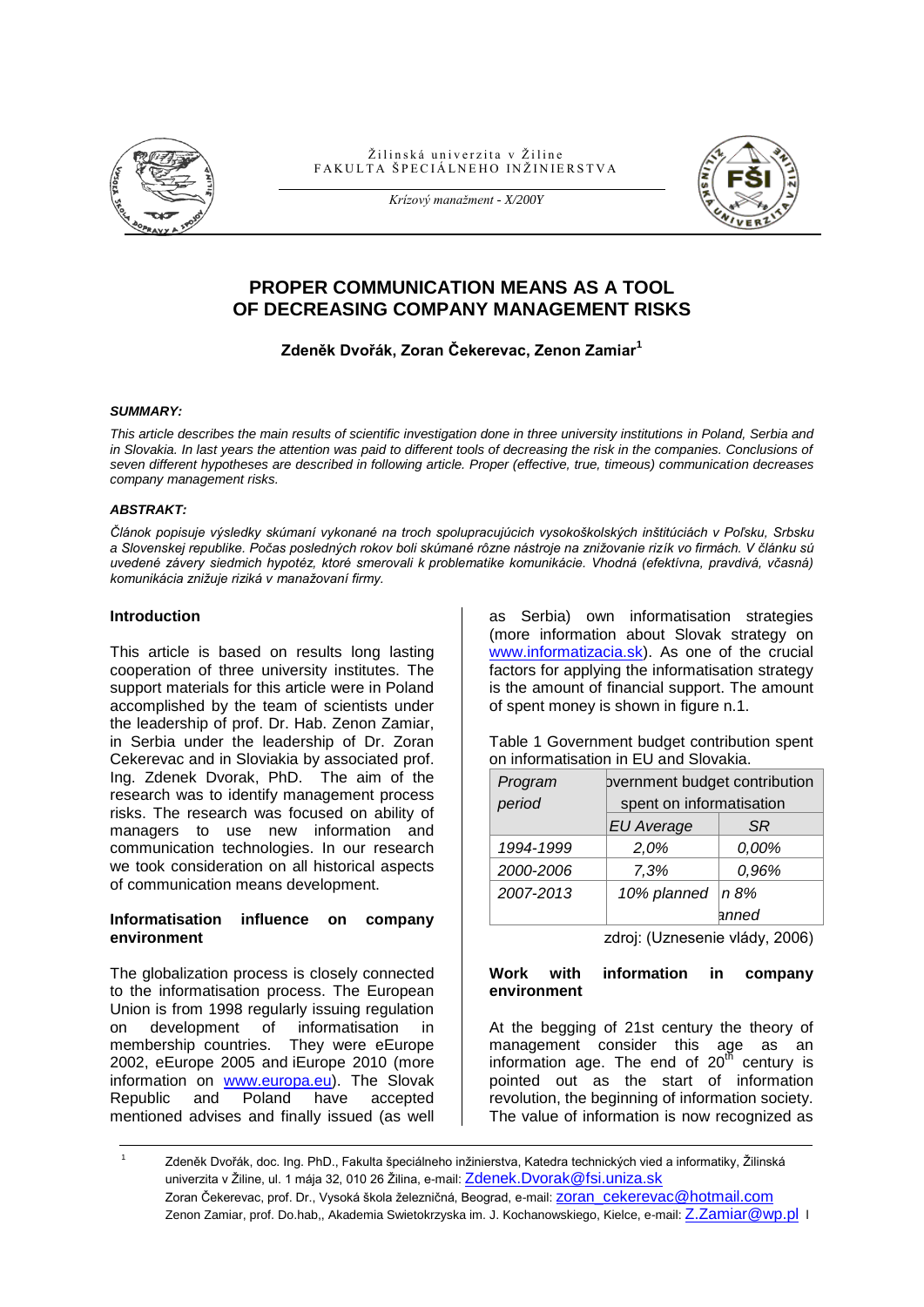# PROPER COMMUNICATION MEANS AS A TOOL OF DECREASING COMPANY MANAGEMENT RISKS

**Zdeněk Dvořák, Zoran Čekerevac, Zenon Zamiar[1]**

***SUMMARY:***

*This article describes the main results of scientific investigation done in three university institutions in Poland, Serbia and in Slovakia. In last years the attention was paid to different tools of decreasing the risk in the companies. Conclusions of seven different hypotheses are described in following article. Proper (effective, true, timeous) communication decreases company management risks.*

***ABSTRAKT:***

*Článok popisuje výsledky skúmaní vykonané na troch spolupracujúcich vysokoškolských inštitúciách v Poľsku, Srbsku a Slovenskej republike. Počas posledných rokov boli skúmané rôzne nástroje na znižovanie rizík vo firmách. V článku sú uvedené závery siedmich hypotéz, ktoré smerovali k problematike komunikácie. Vhodná (efektívna, pravdivá, včasná) komunikácia znižuje riziká v manažovaní firmy.*

## Introduction

This article is based on results long lasting cooperation of three university institutes. The support materials for this article were in Poland accomplished by the team of scientists under the leadership of prof. Dr. Hab. Zenon Zamiar, in Serbia under the leadership of Dr. Zoran Cekerevac and in Sloviakia by associated prof. Ing. Zdenek Dvorak, PhD. The aim of the research was to identify management process risks. The research was focused on ability of managers to use new information and communication technologies. In our research we took consideration on all historical aspects of communication means development.

## Informatisation influence on company environment

The globalization process is closely connected to the informatisation process. The European Union is from 1998 regularly issuing regulation on development of informatisation in membership countries. They were eEurope 2002, eEurope 2005 and iEurope 2010 (more information on www.europa.eu). The Slovak Republic and Poland have accepted mentioned advises and finally issued (as well as Serbia) own informatisation strategies (more information about Slovak strategy on www.informatizacia.sk). As one of the crucial factors for applying the informatisation strategy is the amount of financial support. The amount of spent money is shown in figure n.1.

Table 1 Government budget contribution spent on informatisation in EU and Slovakia.

| *Program period* | *Government budget contribution spent on informatisation* | |
|---|---|---|
| | *EU Average* | *SR* |
| *1994-1999* | *2,0%* | *0,00%* |
| *2000-2006* | *7,3%* | *0,96%* |
| *2007-2013* | *10% planned* | *8% planned* |

zdroj: (Uznesenie vlády, 2006)

## Work with information in company environment

At the begging of 21st century the theory of management consider this age as an information age. The end of 20$^{th}$ century is pointed out as the start of information revolution, the beginning of information society. The value of information is now recognized as

---

[1] Zdeněk Dvořák, doc. Ing. PhD., Fakulta špeciálneho inžinierstva, Katedra technických vied a informatiky, Žilinská univerzita v Žiline, ul. 1 mája 32, 010 26 Žilina, e-mail: Zdenek.Dvorak@fsi.uniza.sk
Zoran Čekerevac, prof. Dr., Vysoká škola železničná, Beograd, e-mail: zoran_cekerevac@hotmail.com
Zenon Zamiar, prof. Do.hab,, Akademia Swietokrzyska im. J. Kochanowskiego, Kielce, e-mail: Z.Zamiar@wp.pl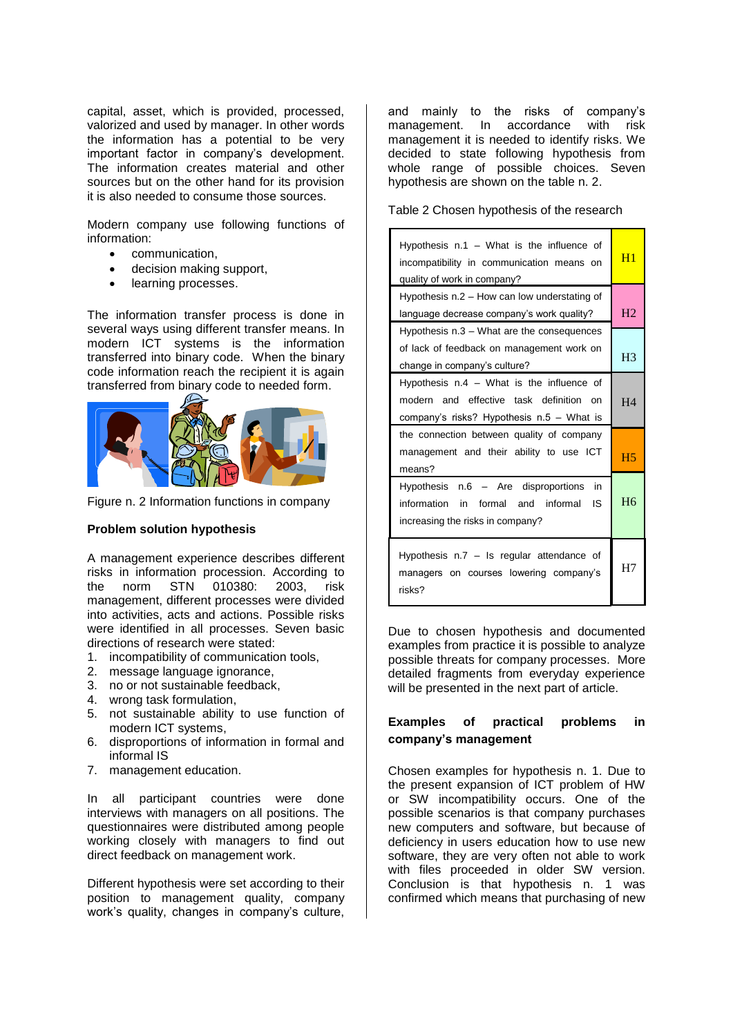capital, asset, which is provided, processed, valorized and used by manager. In other words the information has a potential to be very important factor in company's development. The information creates material and other sources but on the other hand for its provision it is also needed to consume those sources.

Modern company use following functions of information:

- communication,
- decision making support,
- learning processes.

The information transfer process is done in several ways using different transfer means. In modern ICT systems is the information transferred into binary code. When the binary code information reach the recipient it is again transferred from binary code to needed form.

Figure n. 2 Information functions in company

**Problem solution hypothesis**

A management experience describes different risks in information procession. According to the norm STN 010380: 2003, risk management, different processes were divided into activities, acts and actions. Possible risks were identified in all processes. Seven basic directions of research were stated:

1. incompatibility of communication tools,
2. message language ignorance,
3. no or not sustainable feedback,
4. wrong task formulation,
5. not sustainable ability to use function of modern ICT systems,
6. disproportions of information in formal and informal IS
7. management education.

In all participant countries were done interviews with managers on all positions. The questionnaires were distributed among people working closely with managers to find out direct feedback on management work.

Different hypothesis were set according to their position to management quality, company work's quality, changes in company's culture, and mainly to the risks of company's management. In accordance with risk management it is needed to identify risks. We decided to state following hypothesis from whole range of possible choices. Seven hypothesis are shown on the table n. 2.

Table 2 Chosen hypothesis of the research

| Hypothesis | |
|---|---|
| Hypothesis n.1 – What is the influence of incompatibility in communication means on quality of work in company? | H1 |
| Hypothesis n.2 – How can low understating of language decrease company's work quality? | H2 |
| Hypothesis n.3 – What are the consequences of lack of feedback on management work on change in company's culture? | H3 |
| Hypothesis n.4 – What is the influence of modern and effective task definition on company's risks? | H4 |
| Hypothesis n.5 – What is the connection between quality of company management and their ability to use ICT means? | H5 |
| Hypothesis n.6 – Are disproportions in information in formal and informal IS increasing the risks in company? | H6 |
| Hypothesis n.7 – Is regular attendance of managers on courses lowering company's risks? | H7 |

Due to chosen hypothesis and documented examples from practice it is possible to analyze possible threats for company processes. More detailed fragments from everyday experience will be presented in the next part of article.

**Examples of practical problems in company's management**

Chosen examples for hypothesis n. 1. Due to the present expansion of ICT problem of HW or SW incompatibility occurs. One of the possible scenarios is that company purchases new computers and software, but because of deficiency in users education how to use new software, they are very often not able to work with files proceeded in older SW version. Conclusion is that hypothesis n. 1 was confirmed which means that purchasing of new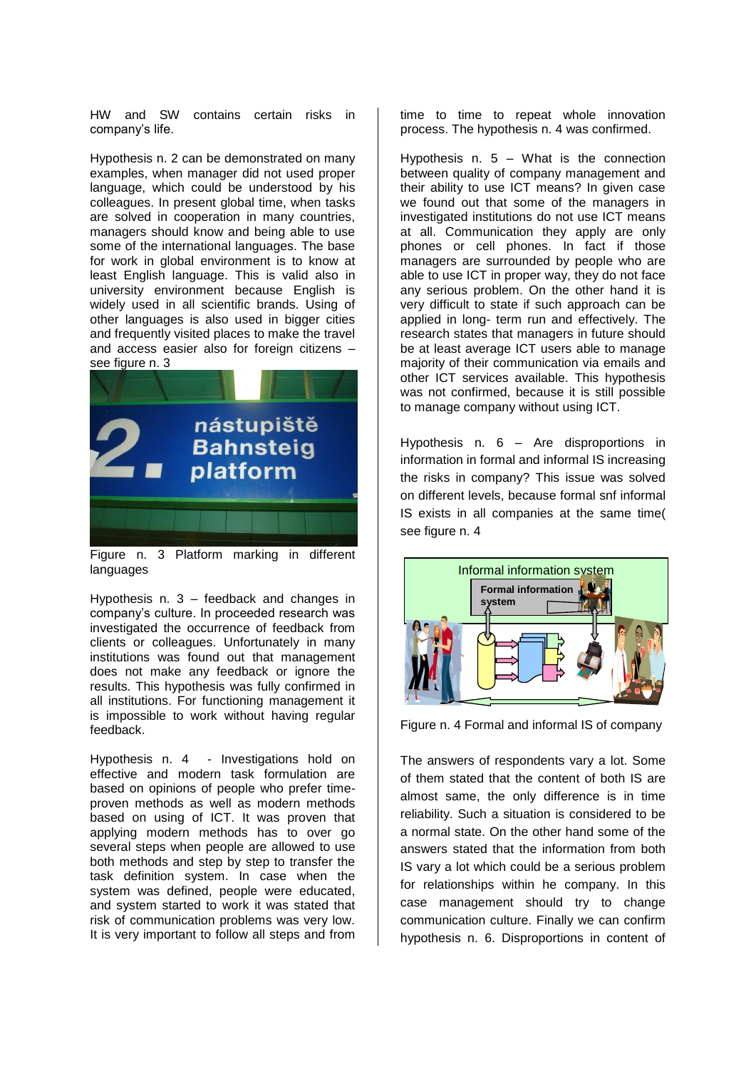HW and SW contains certain risks in company's life.

Hypothesis n. 2 can be demonstrated on many examples, when manager did not used proper language, which could be understood by his colleagues. In present global time, when tasks are solved in cooperation in many countries, managers should know and being able to use some of the international languages. The base for work in global environment is to know at least English language. This is valid also in university environment because English is widely used in all scientific brands. Using of other languages is also used in bigger cities and frequently visited places to make the travel and access easier also for foreign citizens – see figure n. 3

Figure n. 3 Platform marking in different languages

Hypothesis n. 3 – feedback and changes in company's culture. In proceeded research was investigated the occurrence of feedback from clients or colleagues. Unfortunately in many institutions was found out that management does not make any feedback or ignore the results. This hypothesis was fully confirmed in all institutions. For functioning management it is impossible to work without having regular feedback.

Hypothesis n. 4 - Investigations hold on effective and modern task formulation are based on opinions of people who prefer time-proven methods as well as modern methods based on using of ICT. It was proven that applying modern methods has to over go several steps when people are allowed to use both methods and step by step to transfer the task definition system. In case when the system was defined, people were educated, and system started to work it was stated that risk of communication problems was very low. It is very important to follow all steps and from time to time to repeat whole innovation process. The hypothesis n. 4 was confirmed.

Hypothesis n. 5 – What is the connection between quality of company management and their ability to use ICT means? In given case we found out that some of the managers in investigated institutions do not use ICT means at all. Communication they apply are only phones or cell phones. In fact if those managers are surrounded by people who are able to use ICT in proper way, they do not face any serious problem. On the other hand it is very difficult to state if such approach can be applied in long- term run and effectively. The research states that managers in future should be at least average ICT users able to manage majority of their communication via emails and other ICT services available. This hypothesis was not confirmed, because it is still possible to manage company without using ICT.

Hypothesis n. 6 – Are disproportions in information in formal and informal IS increasing the risks in company? This issue was solved on different levels, because formal snf informal IS exists in all companies at the same time( see figure n. 4

Figure n. 4 Formal and informal IS of company

The answers of respondents vary a lot. Some of them stated that the content of both IS are almost same, the only difference is in time reliability. Such a situation is considered to be a normal state. On the other hand some of the answers stated that the information from both IS vary a lot which could be a serious problem for relationships within he company. In this case management should try to change communication culture. Finally we can confirm hypothesis n. 6. Disproportions in content of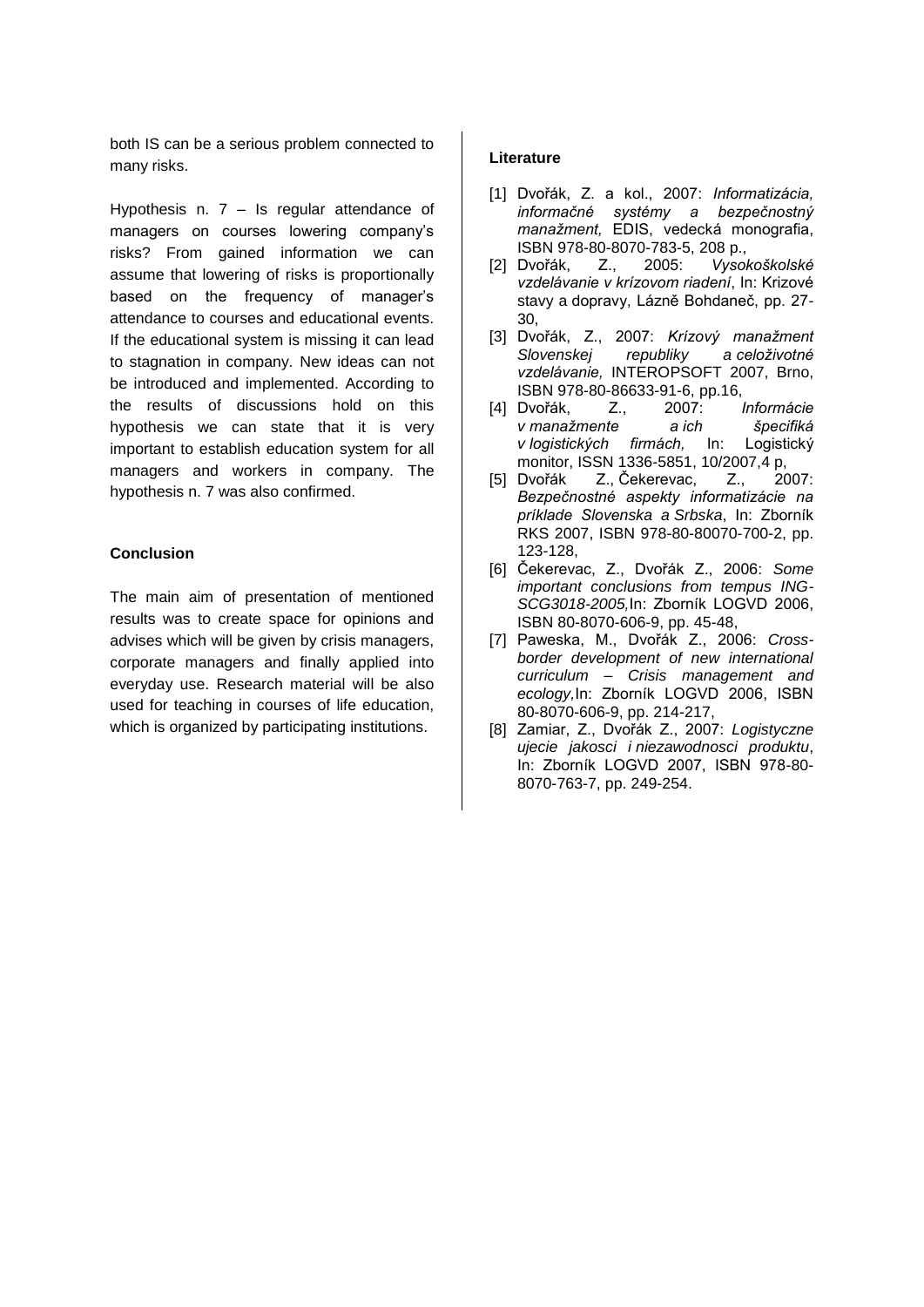both IS can be a serious problem connected to many risks.

Hypothesis n. 7 – Is regular attendance of managers on courses lowering company's risks? From gained information we can assume that lowering of risks is proportionally based on the frequency of manager's attendance to courses and educational events. If the educational system is missing it can lead to stagnation in company. New ideas can not be introduced and implemented. According to the results of discussions hold on this hypothesis we can state that it is very important to establish education system for all managers and workers in company. The hypothesis n. 7 was also confirmed.

## Conclusion

The main aim of presentation of mentioned results was to create space for opinions and advises which will be given by crisis managers, corporate managers and finally applied into everyday use. Research material will be also used for teaching in courses of life education, which is organized by participating institutions.

## Literature

[1] Dvořák, Z. a kol., 2007: *Informatizácia, informačné systémy a bezpečnostný manažment,* EDIS, vedecká monografia, ISBN 978-80-8070-783-5, 208 p.,

[2] Dvořák, Z., 2005: *Vysokoškolské vzdelávanie v krízovom riadení*, In: Krizové stavy a dopravy, Lázně Bohdaneč, pp. 27-30,

[3] Dvořák, Z., 2007: *Krízový manažment Slovenskej republiky a celoživotné vzdelávanie,* INTEROPSOFT 2007, Brno, ISBN 978-80-86633-91-6, pp.16,

[4] Dvořák, Z., 2007: *Informácie v manažmente a ich špecifiká v logistických firmách,* In: Logistický monitor, ISSN 1336-5851, 10/2007,4 p,

[5] Dvořák Z., Čekerevac, Z., 2007: *Bezpečnostné aspekty informatizácie na príklade Slovenska a Srbska*, In: Zborník RKS 2007, ISBN 978-80-80070-700-2, pp. 123-128,

[6] Čekerevac, Z., Dvořák Z., 2006: *Some important conclusions from tempus ING-SCG3018-2005,*In: Zborník LOGVD 2006, ISBN 80-8070-606-9, pp. 45-48,

[7] Paweska, M., Dvořák Z., 2006: *Cross-border development of new international curriculum – Crisis management and ecology,*In: Zborník LOGVD 2006, ISBN 80-8070-606-9, pp. 214-217,

[8] Zamiar, Z., Dvořák Z., 2007: *Logistyczne ujecie jakosci i niezawodnosci produktu*, In: Zborník LOGVD 2007, ISBN 978-80-8070-763-7, pp. 249-254.